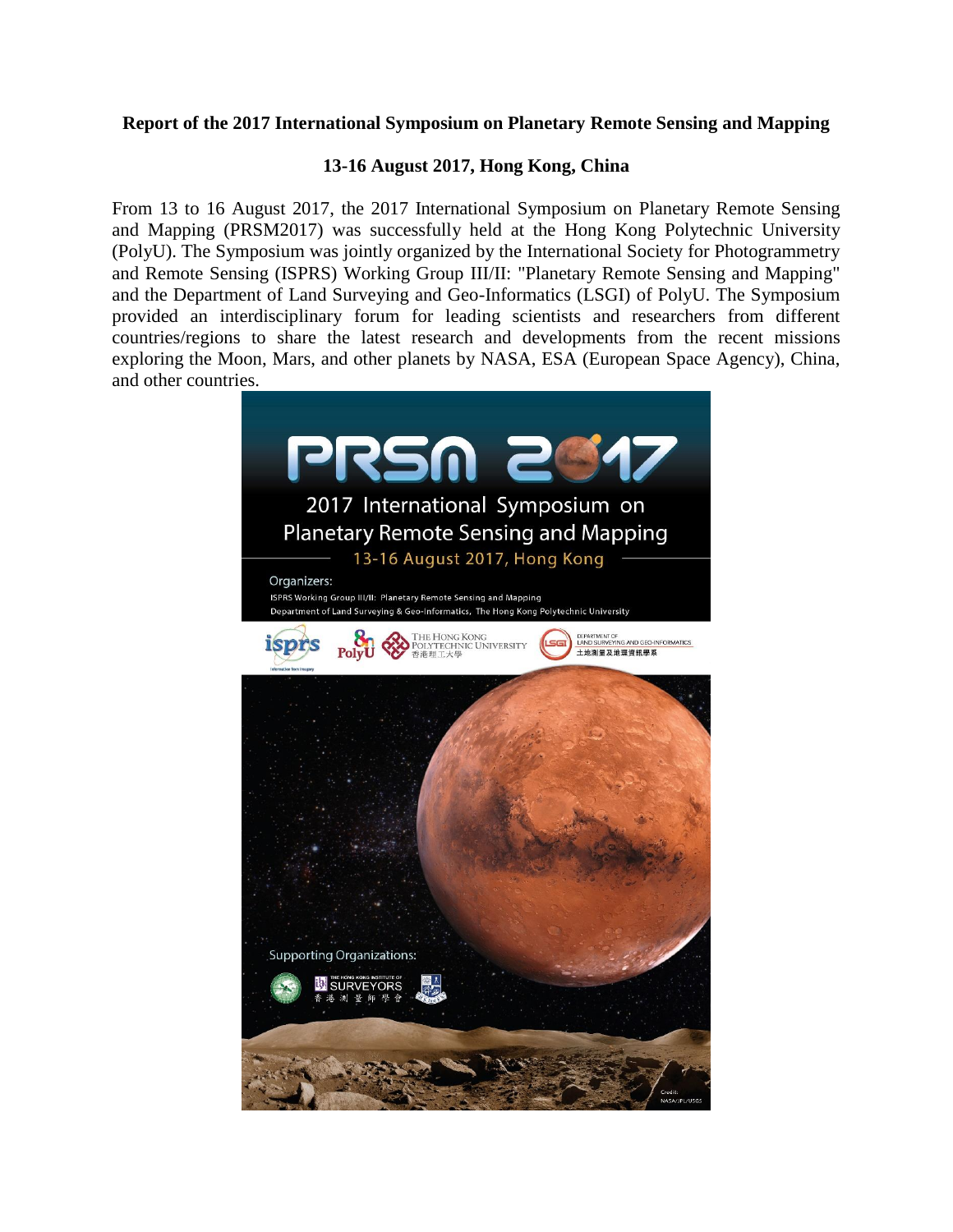**Report of the 2017 International Symposium on Planetary Remote Sensing and Mapping**

**13-16 August 2017, Hong Kong, China**

From 13 to 16 August 2017, the 2017 International Symposium on Planetary Remote Sensing and Mapping (PRSM2017) was successfully held at the Hong Kong Polytechnic University (PolyU). The Symposium was jointly organized by the International Society for Photogrammetry and Remote Sensing (ISPRS) Working Group III/II: "Planetary Remote Sensing and Mapping" and the Department of Land Surveying and Geo-Informatics (LSGI) of PolyU. The Symposium provided an interdisciplinary forum for leading scientists and researchers from different countries/regions to share the latest research and developments from the recent missions exploring the Moon, Mars, and other planets by NASA, ESA (European Space Agency), China, and other countries.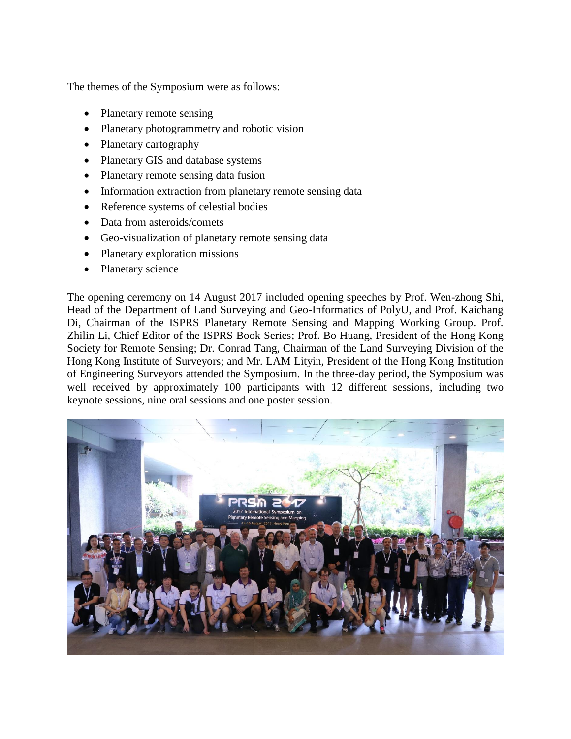The themes of the Symposium were as follows:

- Planetary remote sensing
- Planetary photogrammetry and robotic vision
- Planetary cartography
- Planetary GIS and database systems
- Planetary remote sensing data fusion
- Information extraction from planetary remote sensing data
- Reference systems of celestial bodies
- Data from asteroids/comets
- Geo-visualization of planetary remote sensing data
- Planetary exploration missions
- Planetary science

The opening ceremony on 14 August 2017 included opening speeches by Prof. Wen-zhong Shi, Head of the Department of Land Surveying and Geo-Informatics of PolyU, and Prof. Kaichang Di, Chairman of the ISPRS Planetary Remote Sensing and Mapping Working Group. Prof. Zhilin Li, Chief Editor of the ISPRS Book Series; Prof. Bo Huang, President of the Hong Kong Society for Remote Sensing; Dr. Conrad Tang, Chairman of the Land Surveying Division of the Hong Kong Institute of Surveyors; and Mr. LAM Lityin, President of the Hong Kong Institution of Engineering Surveyors attended the Symposium. In the three-day period, the Symposium was well received by approximately 100 participants with 12 different sessions, including two keynote sessions, nine oral sessions and one poster session.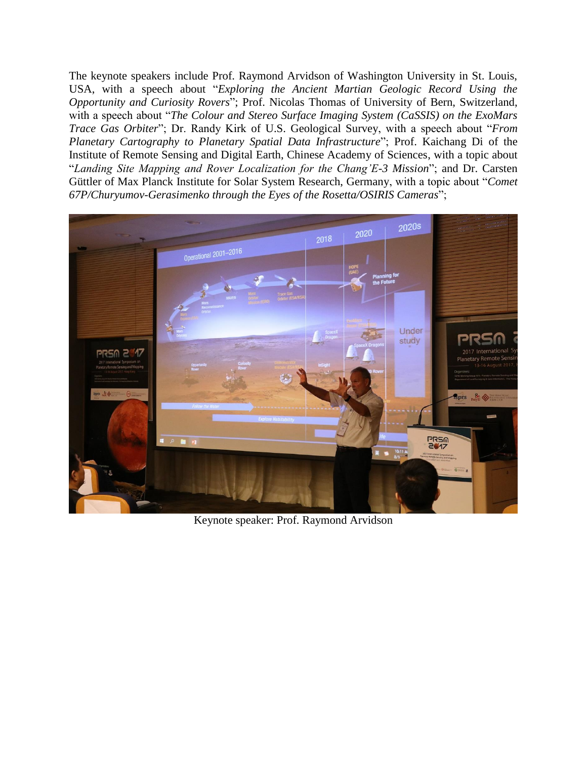The keynote speakers include Prof. Raymond Arvidson of Washington University in St. Louis, USA, with a speech about "*Exploring the Ancient Martian Geologic Record Using the Opportunity and Curiosity Rovers*"; Prof. Nicolas Thomas of University of Bern, Switzerland, with a speech about "*The Colour and Stereo Surface Imaging System (CaSSIS) on the ExoMars Trace Gas Orbiter*"; Dr. Randy Kirk of U.S. Geological Survey, with a speech about "*From Planetary Cartography to Planetary Spatial Data Infrastructure*"; Prof. Kaichang Di of the Institute of Remote Sensing and Digital Earth, Chinese Academy of Sciences, with a topic about "*Landing Site Mapping and Rover Localization for the Chang'E-3 Mission*"; and Dr. Carsten Güttler of Max Planck Institute for Solar System Research, Germany, with a topic about "*Comet 67P/Churyumov-Gerasimenko through the Eyes of the Rosetta/OSIRIS Cameras*";

Keynote speaker: Prof. Raymond Arvidson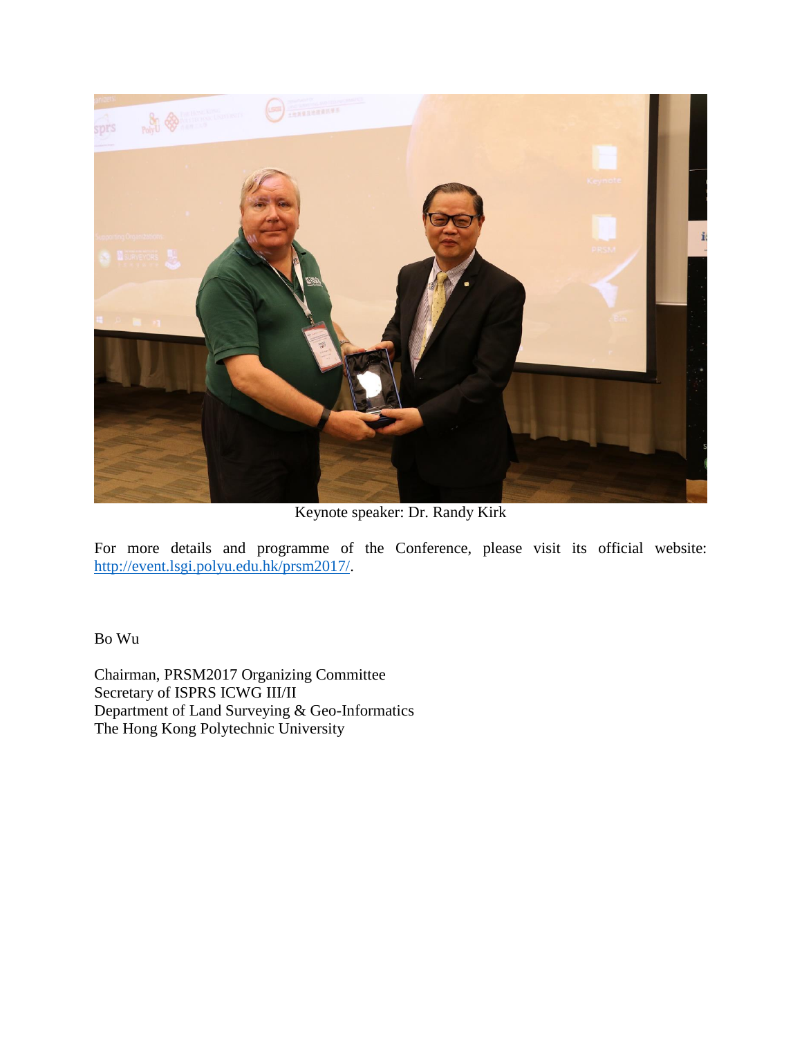Keynote speaker: Dr. Randy Kirk

For more details and programme of the Conference, please visit its official website: http://event.lsgi.polyu.edu.hk/prsm2017/.

Bo Wu

Chairman, PRSM2017 Organizing Committee
Secretary of ISPRS ICWG III/II
Department of Land Surveying & Geo-Informatics
The Hong Kong Polytechnic University